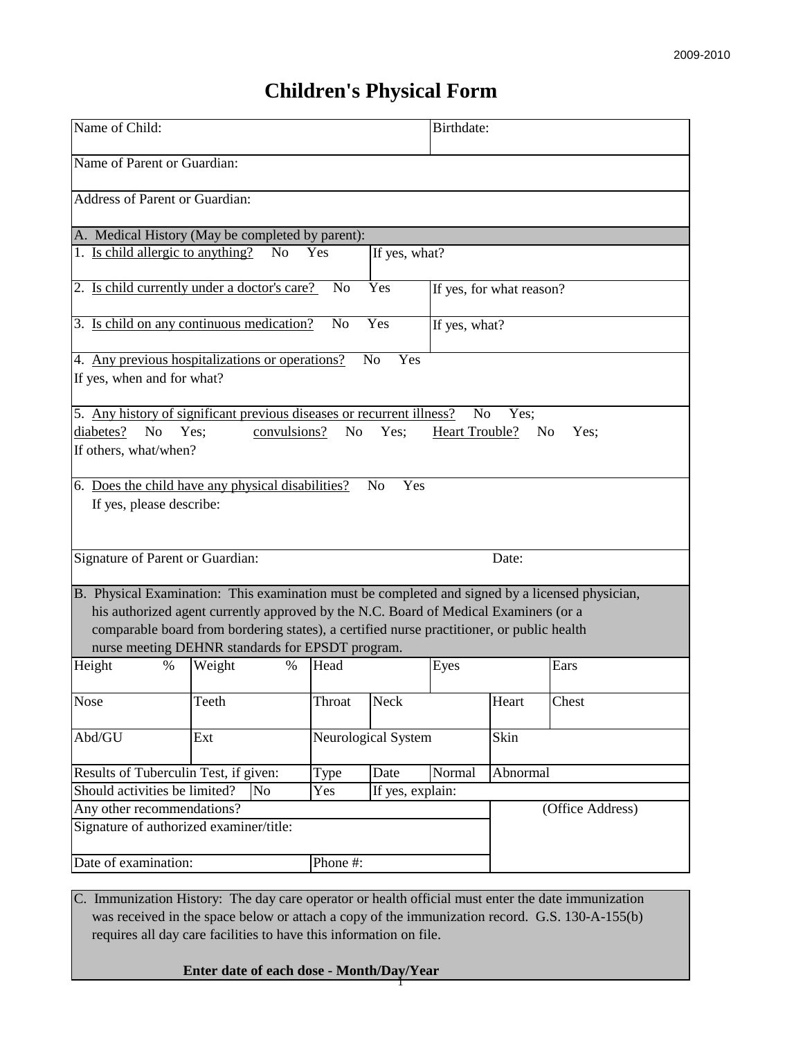2009-2010

# Children's Physical Form

| Name of Child: | Birthdate: |
|---|---|
| Name of Parent or Guardian: | |
| Address of Parent or Guardian: | |

**A. Medical History (May be completed by parent):**

1. Is child allergic to anything? No Yes | If yes, what?

2. Is child currently under a doctor's care? No Yes | If yes, for what reason?

3. Is child on any continuous medication? No Yes | If yes, what?

4. Any previous hospitalizations or operations? No Yes
If yes, when and for what?

5. Any history of significant previous diseases or recurrent illness? No Yes;
diabetes? No Yes; convulsions? No Yes; Heart Trouble? No Yes;
If others, what/when?

6. Does the child have any physical disabilities? No Yes
If yes, please describe:

Signature of Parent or Guardian: Date:

**B. Physical Examination:** This examination must be completed and signed by a licensed physician, his authorized agent currently approved by the N.C. Board of Medical Examiners (or a comparable board from bordering states), a certified nurse practitioner, or public health nurse meeting DEHNR standards for EPSDT program.

| Height % | Weight % | Head | | Eyes | | Ears |
|---|---|---|---|---|---|---|
| Nose | Teeth | Throat | Neck | | Heart | Chest |
| Abd/GU | Ext | Neurological System | | | Skin | |
| Results of Tuberculin Test, if given: | | Type | Date | Normal | Abnormal | |
| Should activities be limited? | No | Yes | If yes, explain: | | | |
| Any other recommendations? | | | | | (Office Address) | |
| Signature of authorized examiner/title: | | | | | | |
| Date of examination: | | Phone #: | | | | |

**C. Immunization History:** The day care operator or health official must enter the date immunization was received in the space below or attach a copy of the immunization record. G.S. 130-A-155(b) requires all day care facilities to have this information on file.

**Enter date of each dose - Month/Day/Year**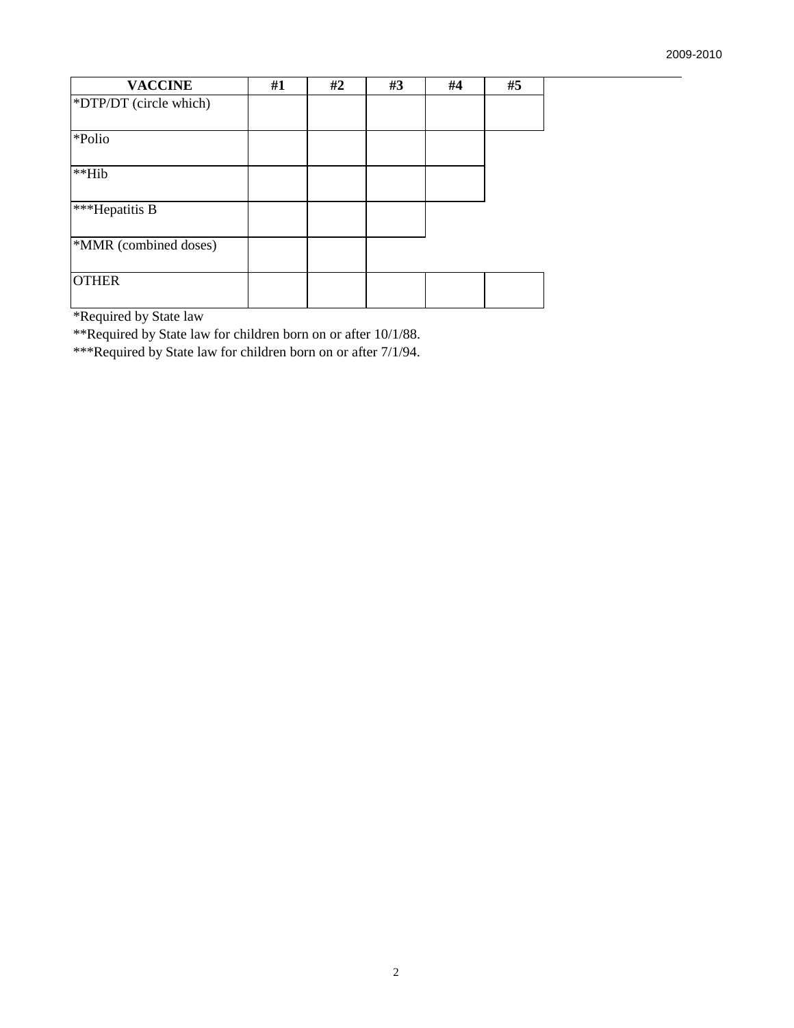| VACCINE | #1 | #2 | #3 | #4 | #5 |
|---|---|---|---|---|---|
| *DTP/DT (circle which) | | | | | |
| *Polio | | | | | |
| **Hib | | | | | |
| ***Hepatitis B | | | | | |
| *MMR (combined doses) | | | | | |
| OTHER | | | | | |

*Required by State law

**Required by State law for children born on or after 10/1/88.

***Required by State law for children born on or after 7/1/94.